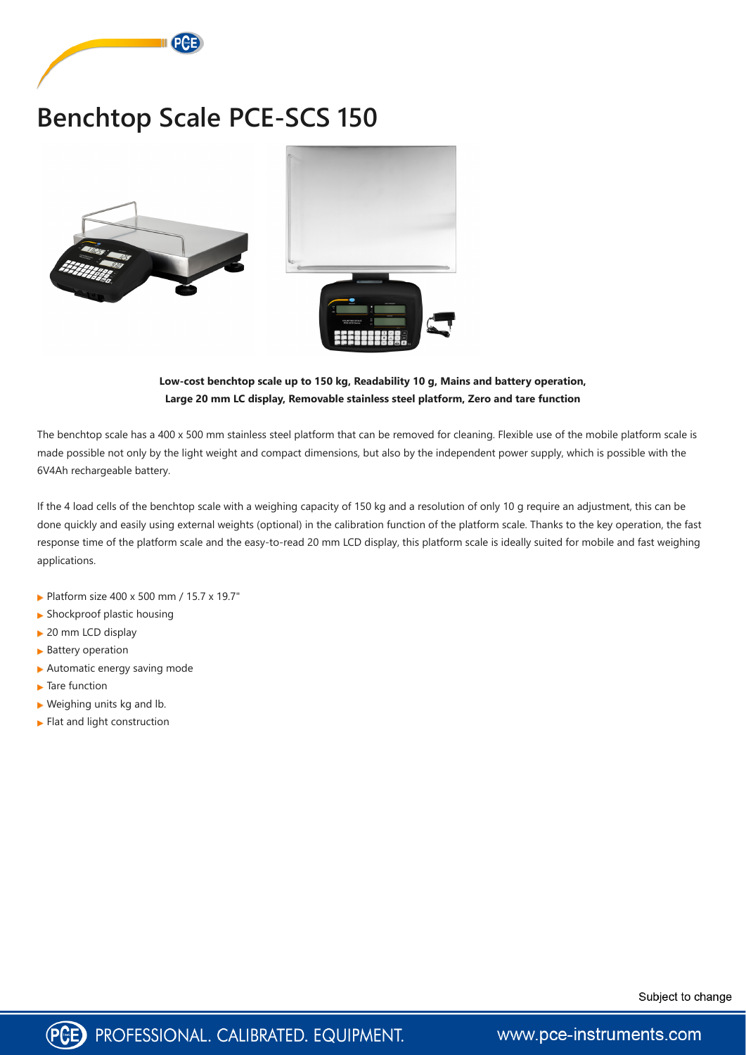# Benchtop Scale PCE-SCS 150

**Low-cost benchtop scale up to 150 kg, Readability 10 g, Mains and battery operation, Large 20 mm LC display, Removable stainless steel platform, Zero and tare function**

The benchtop scale has a 400 x 500 mm stainless steel platform that can be removed for cleaning. Flexible use of the mobile platform scale is made possible not only by the light weight and compact dimensions, but also by the independent power supply, which is possible with the 6V4Ah rechargeable battery.

If the 4 load cells of the benchtop scale with a weighing capacity of 150 kg and a resolution of only 10 g require an adjustment, this can be done quickly and easily using external weights (optional) in the calibration function of the platform scale. Thanks to the key operation, the fast response time of the platform scale and the easy-to-read 20 mm LCD display, this platform scale is ideally suited for mobile and fast weighing applications.

- Platform size 400 x 500 mm / 15.7 x 19.7"
- Shockproof plastic housing
- 20 mm LCD display
- Battery operation
- Automatic energy saving mode
- Tare function
- Weighing units kg and lb.
- Flat and light construction

Subject to change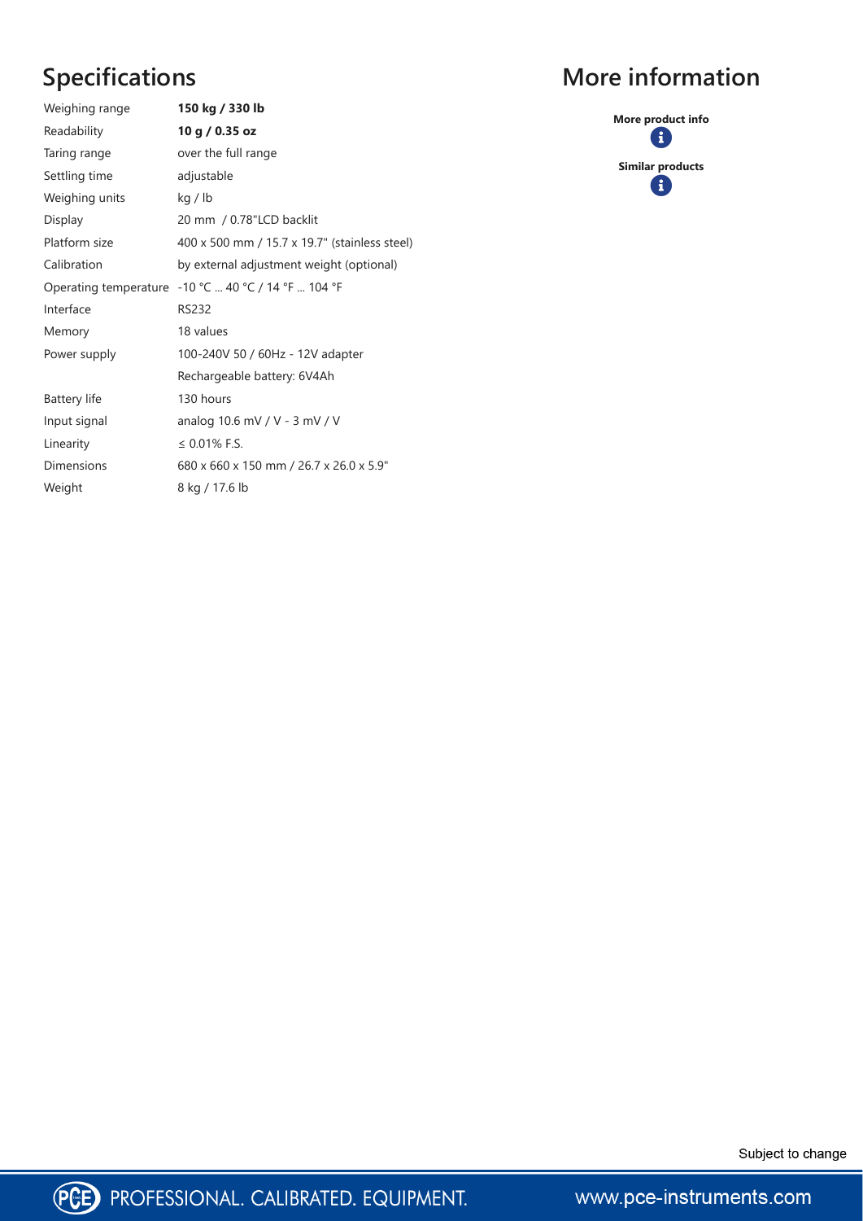## Specifications

| | |
|---|---|
| Weighing range | **150 kg / 330 lb** |
| Readability | **10 g / 0.35 oz** |
| Taring range | over the full range |
| Settling time | adjustable |
| Weighing units | kg / lb |
| Display | 20 mm / 0.78"LCD backlit |
| Platform size | 400 x 500 mm / 15.7 x 19.7" (stainless steel) |
| Calibration | by external adjustment weight (optional) |
| Operating temperature | -10 °C ... 40 °C / 14 °F ... 104 °F |
| Interface | RS232 |
| Memory | 18 values |
| Power supply | 100-240V 50 / 60Hz - 12V adapter |
| | Rechargeable battery: 6V4Ah |
| Battery life | 130 hours |
| Input signal | analog 10.6 mV / V - 3 mV / V |
| Linearity | ≤ 0.01% F.S. |
| Dimensions | 680 x 660 x 150 mm / 26.7 x 26.0 x 5.9" |
| Weight | 8 kg / 17.6 lb |

## More information

**More product info**

**Similar products**

Subject to change

PROFESSIONAL. CALIBRATED. EQUIPMENT.

www.pce-instruments.com